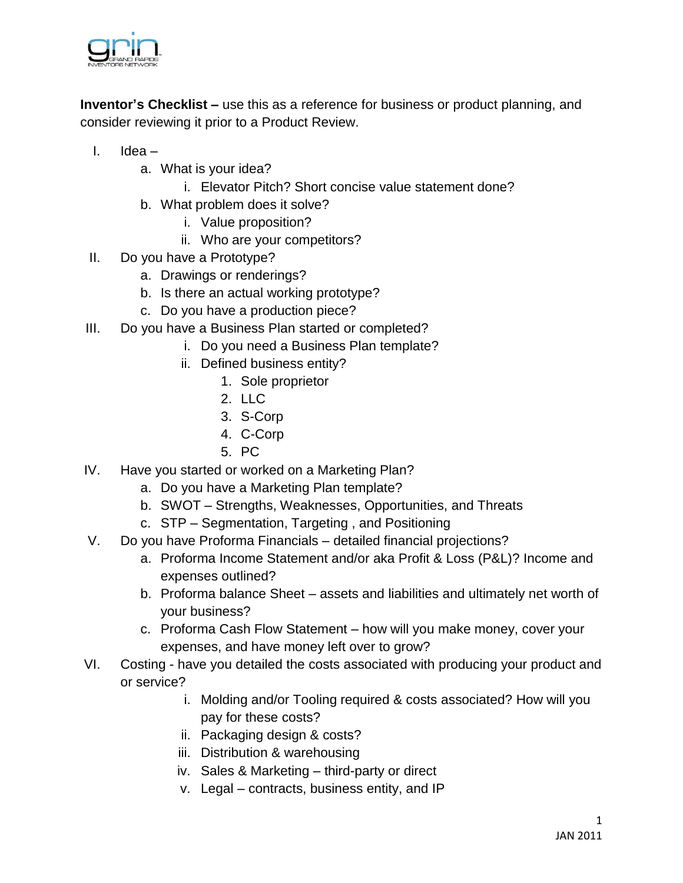**Inventor's Checklist –** use this as a reference for business or product planning, and consider reviewing it prior to a Product Review.

I. Idea –
   a. What is your idea?
      i. Elevator Pitch? Short concise value statement done?
   b. What problem does it solve?
      i. Value proposition?
      ii. Who are your competitors?

II. Do you have a Prototype?
   a. Drawings or renderings?
   b. Is there an actual working prototype?
   c. Do you have a production piece?

III. Do you have a Business Plan started or completed?
      i. Do you need a Business Plan template?
      ii. Defined business entity?
         1. Sole proprietor
         2. LLC
         3. S-Corp
         4. C-Corp
         5. PC

IV. Have you started or worked on a Marketing Plan?
   a. Do you have a Marketing Plan template?
   b. SWOT – Strengths, Weaknesses, Opportunities, and Threats
   c. STP – Segmentation, Targeting , and Positioning

V. Do you have Proforma Financials – detailed financial projections?
   a. Proforma Income Statement and/or aka Profit & Loss (P&L)? Income and expenses outlined?
   b. Proforma balance Sheet – assets and liabilities and ultimately net worth of your business?
   c. Proforma Cash Flow Statement – how will you make money, cover your expenses, and have money left over to grow?

VI. Costing - have you detailed the costs associated with producing your product and or service?
      i. Molding and/or Tooling required & costs associated? How will you pay for these costs?
      ii. Packaging design & costs?
      iii. Distribution & warehousing
      iv. Sales & Marketing – third-party or direct
      v. Legal – contracts, business entity, and IP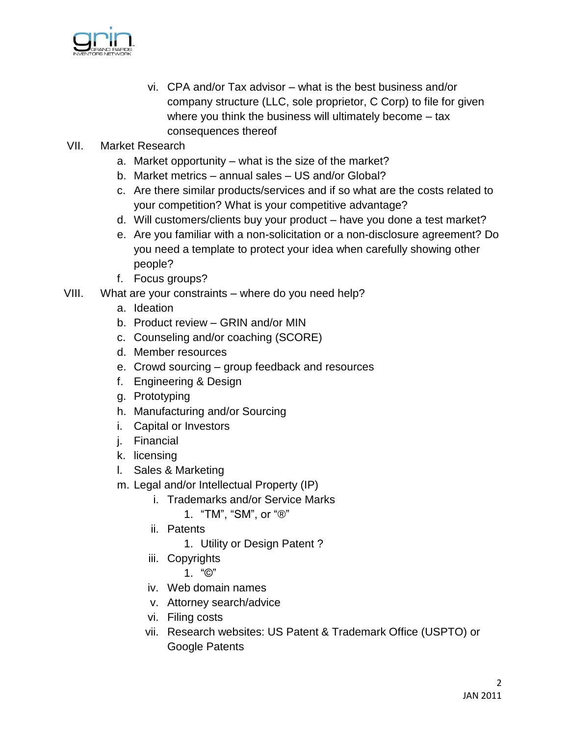vi. CPA and/or Tax advisor – what is the best business and/or company structure (LLC, sole proprietor, C Corp) to file for given where you think the business will ultimately become – tax consequences thereof

VII. Market Research
   a. Market opportunity – what is the size of the market?
   b. Market metrics – annual sales – US and/or Global?
   c. Are there similar products/services and if so what are the costs related to your competition? What is your competitive advantage?
   d. Will customers/clients buy your product – have you done a test market?
   e. Are you familiar with a non-solicitation or a non-disclosure agreement? Do you need a template to protect your idea when carefully showing other people?
   f. Focus groups?

VIII. What are your constraints – where do you need help?
   a. Ideation
   b. Product review – GRIN and/or MIN
   c. Counseling and/or coaching (SCORE)
   d. Member resources
   e. Crowd sourcing – group feedback and resources
   f. Engineering & Design
   g. Prototyping
   h. Manufacturing and/or Sourcing
   i. Capital or Investors
   j. Financial
   k. licensing
   l. Sales & Marketing
   m. Legal and/or Intellectual Property (IP)
      i. Trademarks and/or Service Marks
         1. "TM", "SM", or "®"
      ii. Patents
         1. Utility or Design Patent ?
      iii. Copyrights
         1. "©"
      iv. Web domain names
      v. Attorney search/advice
      vi. Filing costs
      vii. Research websites: US Patent & Trademark Office (USPTO) or Google Patents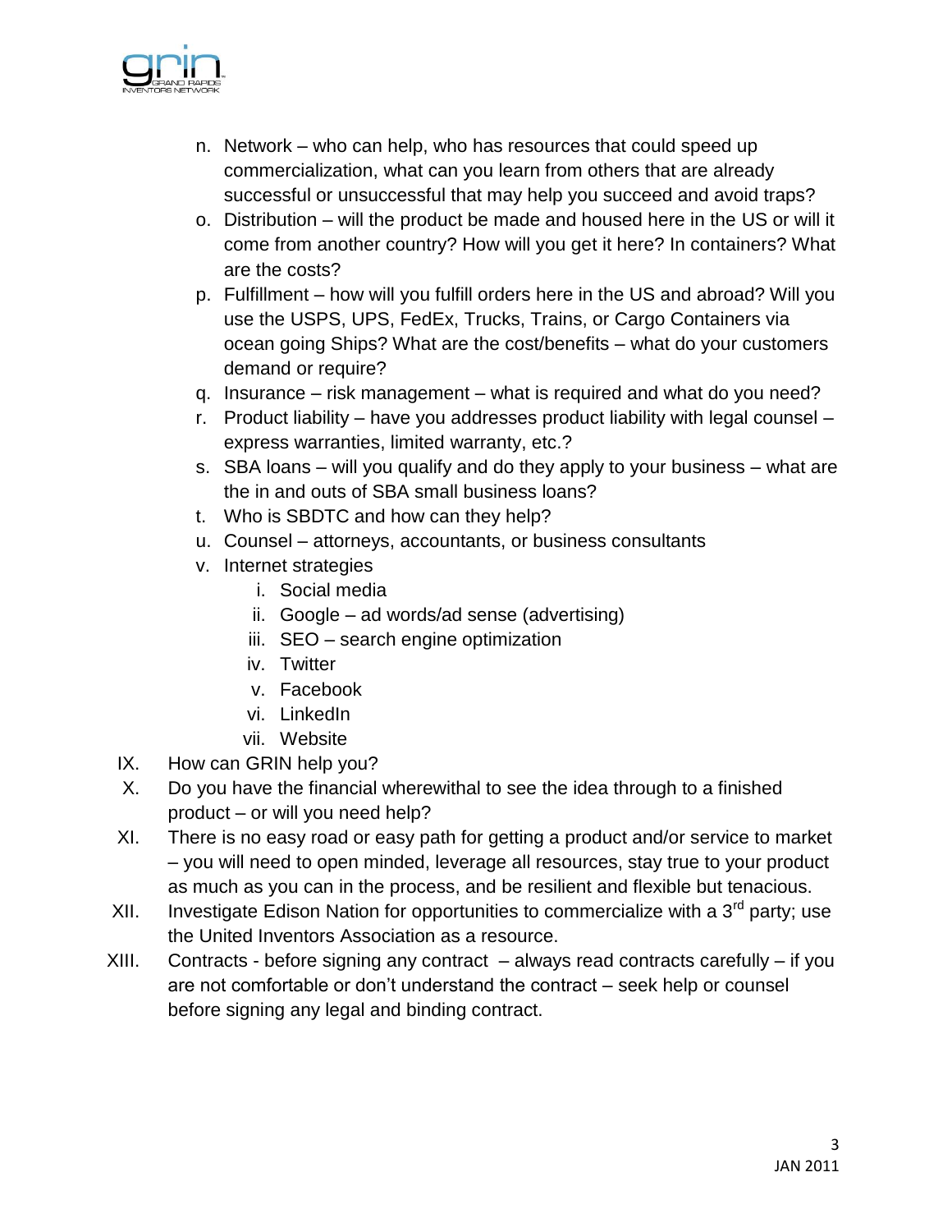n. Network – who can help, who has resources that could speed up commercialization, what can you learn from others that are already successful or unsuccessful that may help you succeed and avoid traps?
o. Distribution – will the product be made and housed here in the US or will it come from another country? How will you get it here? In containers? What are the costs?
p. Fulfillment – how will you fulfill orders here in the US and abroad? Will you use the USPS, UPS, FedEx, Trucks, Trains, or Cargo Containers via ocean going Ships? What are the cost/benefits – what do your customers demand or require?
q. Insurance – risk management – what is required and what do you need?
r. Product liability – have you addresses product liability with legal counsel – express warranties, limited warranty, etc.?
s. SBA loans – will you qualify and do they apply to your business – what are the in and outs of SBA small business loans?
t. Who is SBDTC and how can they help?
u. Counsel – attorneys, accountants, or business consultants
v. Internet strategies
    i. Social media
    ii. Google – ad words/ad sense (advertising)
    iii. SEO – search engine optimization
    iv. Twitter
    v. Facebook
    vi. LinkedIn
    vii. Website

IX. How can GRIN help you?

X. Do you have the financial wherewithal to see the idea through to a finished product – or will you need help?

XI. There is no easy road or easy path for getting a product and/or service to market – you will need to open minded, leverage all resources, stay true to your product as much as you can in the process, and be resilient and flexible but tenacious.

XII. Investigate Edison Nation for opportunities to commercialize with a 3rd party; use the United Inventors Association as a resource.

XIII. Contracts - before signing any contract – always read contracts carefully – if you are not comfortable or don't understand the contract – seek help or counsel before signing any legal and binding contract.

JAN 2011